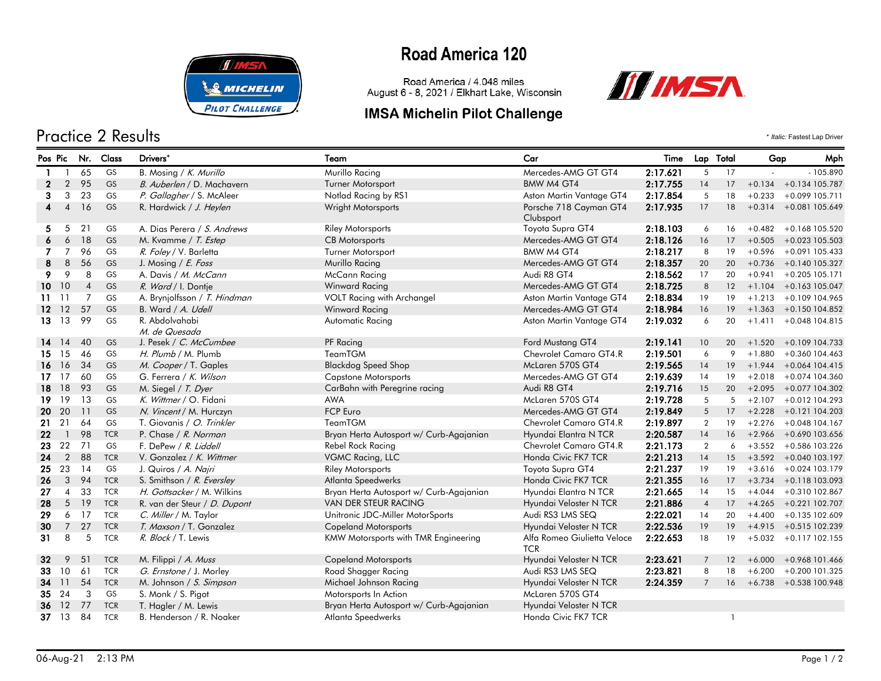# Road America 120

Road America / 4.048 miles
August 6 - 8, 2021 / Elkhart Lake, Wisconsin

## IMSA Michelin Pilot Challenge

## Practice 2 Results

* *Italic:* Fastest Lap Driver

| Pos | Pic | Nr. | Class | Drivers* | Team | Car | Time | Lap | Total | Gap | | Mph |
|---|---|---|---|---|---|---|---|---|---|---|---|---|
| 1 | 1 | 65 | GS | B. Mosing / *K. Murillo* | Murillo Racing | Mercedes-AMG GT GT4 | 2:17.621 | 5 | 17 | - | - | 105.890 |
| 2 | 2 | 95 | GS | *B. Auberlen* / D. Machavern | Turner Motorsport | BMW M4 GT4 | 2:17.755 | 14 | 17 | +0.134 | +0.134 | 105.787 |
| 3 | 3 | 23 | GS | *P. Gallagher* / S. McAleer | Notlad Racing by RS1 | Aston Martin Vantage GT4 | 2:17.854 | 5 | 18 | +0.233 | +0.099 | 105.711 |
| 4 | 4 | 16 | GS | R. Hardwick / *J. Heylen* | Wright Motorsports | Porsche 718 Cayman GT4 Clubsport | 2:17.935 | 17 | 18 | +0.314 | +0.081 | 105.649 |
| 5 | 5 | 21 | GS | A. Dias Perera / *S. Andrews* | Riley Motorsports | Toyota Supra GT4 | 2:18.103 | 6 | 16 | +0.482 | +0.168 | 105.520 |
| 6 | 6 | 18 | GS | M. Kvamme / *T. Estep* | CB Motorsports | Mercedes-AMG GT GT4 | 2:18.126 | 16 | 17 | +0.505 | +0.023 | 105.503 |
| 7 | 7 | 96 | GS | *R. Foley* / V. Barletta | Turner Motorsport | BMW M4 GT4 | 2:18.217 | 8 | 19 | +0.596 | +0.091 | 105.433 |
| 8 | 8 | 56 | GS | J. Mosing / *E. Foss* | Murillo Racing | Mercedes-AMG GT GT4 | 2:18.357 | 20 | 20 | +0.736 | +0.140 | 105.327 |
| 9 | 9 | 8 | GS | A. Davis / *M. McCann* | McCann Racing | Audi R8 GT4 | 2:18.562 | 17 | 20 | +0.941 | +0.205 | 105.171 |
| 10 | 10 | 4 | GS | *R. Ward* / I. Dontje | Winward Racing | Mercedes-AMG GT GT4 | 2:18.725 | 8 | 12 | +1.104 | +0.163 | 105.047 |
| 11 | 11 | 7 | GS | A. Brynjolfsson / *T. Hindman* | VOLT Racing with Archangel | Aston Martin Vantage GT4 | 2:18.834 | 19 | 19 | +1.213 | +0.109 | 104.965 |
| 12 | 12 | 57 | GS | B. Ward / *A. Udell* | Winward Racing | Mercedes-AMG GT GT4 | 2:18.984 | 16 | 19 | +1.363 | +0.150 | 104.852 |
| 13 | 13 | 99 | GS | R. Abdolvahabi / *M. de Quesada* | Automatic Racing | Aston Martin Vantage GT4 | 2:19.032 | 6 | 20 | +1.411 | +0.048 | 104.815 |
| 14 | 14 | 40 | GS | J. Pesek / *C. McCumbee* | PF Racing | Ford Mustang GT4 | 2:19.141 | 10 | 20 | +1.520 | +0.109 | 104.733 |
| 15 | 15 | 46 | GS | *H. Plumb* / M. Plumb | TeamTGM | Chevrolet Camaro GT4.R | 2:19.501 | 6 | 9 | +1.880 | +0.360 | 104.463 |
| 16 | 16 | 34 | GS | *M. Cooper* / T. Gaples | Blackdog Speed Shop | McLaren 570S GT4 | 2:19.565 | 14 | 19 | +1.944 | +0.064 | 104.415 |
| 17 | 17 | 60 | GS | G. Ferrera / *K. Wilson* | Capstone Motorsports | Mercedes-AMG GT GT4 | 2:19.639 | 14 | 19 | +2.018 | +0.074 | 104.360 |
| 18 | 18 | 93 | GS | M. Siegel / *T. Dyer* | CarBahn with Peregrine racing | Audi R8 GT4 | 2:19.716 | 15 | 20 | +2.095 | +0.077 | 104.302 |
| 19 | 19 | 13 | GS | *K. Wittmer* / C. Fidani | AWA | McLaren 570S GT4 | 2:19.728 | 5 | 5 | +2.107 | +0.012 | 104.293 |
| 20 | 20 | 11 | GS | *N. Vincent* / M. Hurczyn | FCP Euro | Mercedes-AMG GT GT4 | 2:19.849 | 5 | 17 | +2.228 | +0.121 | 104.203 |
| 21 | 21 | 64 | GS | T. Giovanis / *O. Trinkler* | TeamTGM | Chevrolet Camaro GT4.R | 2:19.897 | 2 | 19 | +2.276 | +0.048 | 104.167 |
| 22 | 1 | 98 | TCR | P. Chase / *R. Norman* | Bryan Herta Autosport w/ Curb-Agajanian | Hyundai Elantra N TCR | 2:20.587 | 14 | 16 | +2.966 | +0.690 | 103.656 |
| 23 | 22 | 71 | GS | F. DePew / *R. Liddell* | Rebel Rock Racing | Chevrolet Camaro GT4.R | 2:21.173 | 2 | 6 | +3.552 | +0.586 | 103.226 |
| 24 | 2 | 88 | TCR | V. Gonzalez / *K. Wittmer* | VGMC Racing, LLC | Honda Civic FK7 TCR | 2:21.213 | 14 | 15 | +3.592 | +0.040 | 103.197 |
| 25 | 23 | 14 | GS | J. Quiros / *A. Najri* | Riley Motorsports | Toyota Supra GT4 | 2:21.237 | 19 | 19 | +3.616 | +0.024 | 103.179 |
| 26 | 3 | 94 | TCR | S. Smithson / *R. Eversley* | Atlanta Speedwerks | Honda Civic FK7 TCR | 2:21.355 | 16 | 17 | +3.734 | +0.118 | 103.093 |
| 27 | 4 | 33 | TCR | *H. Gottsacker* / M. Wilkins | Bryan Herta Autosport w/ Curb-Agajanian | Hyundai Elantra N TCR | 2:21.665 | 14 | 15 | +4.044 | +0.310 | 102.867 |
| 28 | 5 | 19 | TCR | R. van der Steur / *D. Dupont* | VAN DER STEUR RACING | Hyundai Veloster N TCR | 2:21.886 | 4 | 17 | +4.265 | +0.221 | 102.707 |
| 29 | 6 | 17 | TCR | *C. Miller* / M. Taylor | Unitronic JDC-Miller MotorSports | Audi RS3 LMS SEQ | 2:22.021 | 14 | 20 | +4.400 | +0.135 | 102.609 |
| 30 | 7 | 27 | TCR | *T. Maxson* / T. Gonzalez | Copeland Motorsports | Hyundai Veloster N TCR | 2:22.536 | 19 | 19 | +4.915 | +0.515 | 102.239 |
| 31 | 8 | 5 | TCR | *R. Block* / T. Lewis | KMW Motorsports with TMR Engineering | Alfa Romeo Giulietta Veloce TCR | 2:22.653 | 18 | 19 | +5.032 | +0.117 | 102.155 |
| 32 | 9 | 51 | TCR | M. Filippi / *A. Muss* | Copeland Motorsports | Hyundai Veloster N TCR | 2:23.621 | 7 | 12 | +6.000 | +0.968 | 101.466 |
| 33 | 10 | 61 | TCR | *G. Ernstone* / J. Morley | Road Shagger Racing | Audi RS3 LMS SEQ | 2:23.821 | 8 | 18 | +6.200 | +0.200 | 101.325 |
| 34 | 11 | 54 | TCR | M. Johnson / *S. Simpson* | Michael Johnson Racing | Hyundai Veloster N TCR | 2:24.359 | 7 | 16 | +6.738 | +0.538 | 100.948 |
| 35 | 24 | 3 | GS | S. Monk / S. Pigot | Motorsports In Action | McLaren 570S GT4 | | | | | | |
| 36 | 12 | 77 | TCR | T. Hagler / M. Lewis | Bryan Herta Autosport w/ Curb-Agajanian | Hyundai Veloster N TCR | | | | | | |
| 37 | 13 | 84 | TCR | B. Henderson / R. Noaker | Atlanta Speedwerks | Honda Civic FK7 TCR | | | 1 | | | |

06-Aug-21 2:13 PM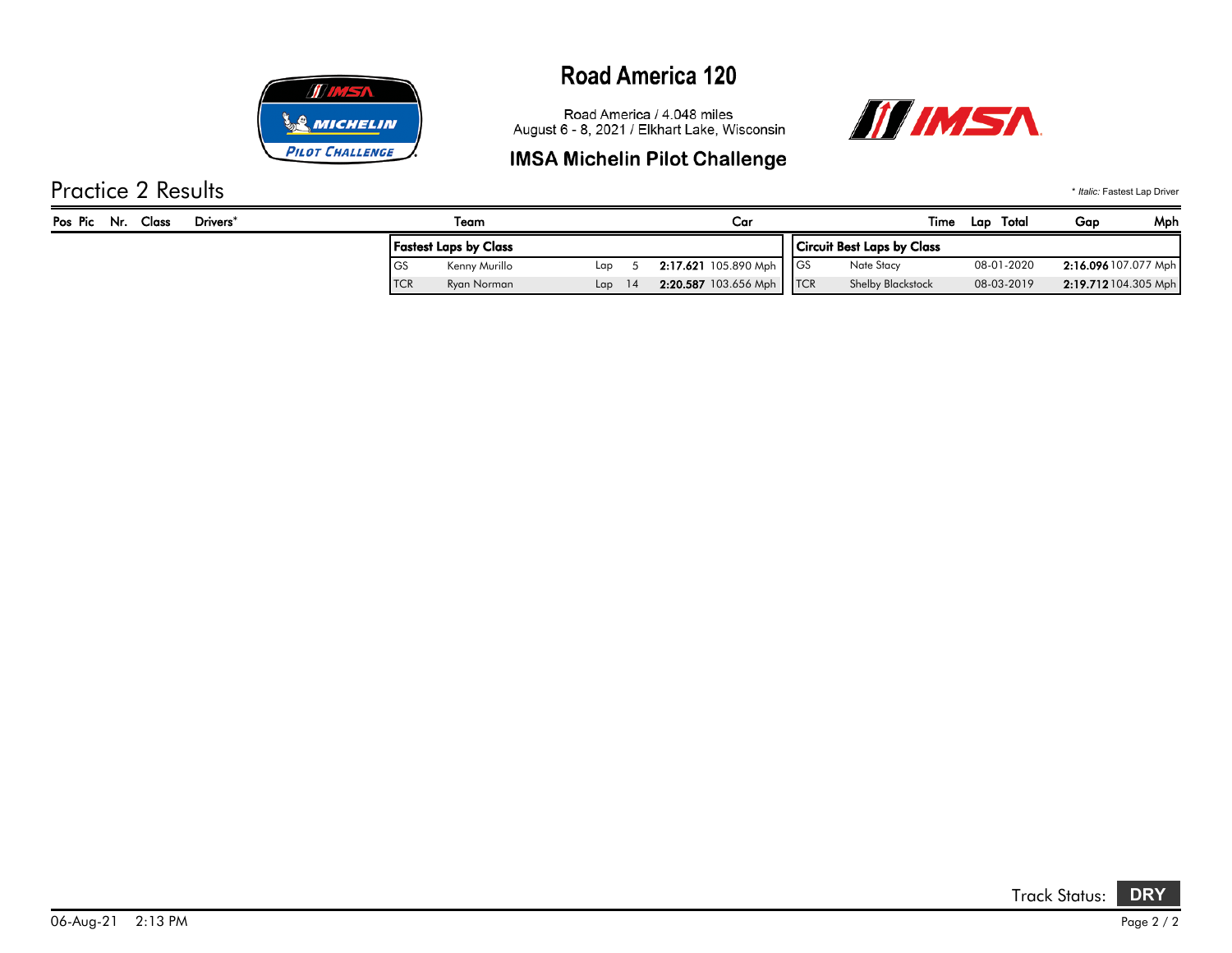# Road America 120

Road America / 4.048 miles
August 6 - 8, 2021 / Elkhart Lake, Wisconsin

## IMSA Michelin Pilot Challenge

## Practice 2 Results

* *Italic:* Fastest Lap Driver

| Pos | Pic | Nr. | Class | Drivers* | Team | Car | Time | Lap | Total | Gap | Mph |
|---|---|---|---|---|---|---|---|---|---|---|---|

**Fastest Laps by Class**

| | | | | | |
|---|---|---|---|---|---|
| GS | Kenny Murillo | Lap | 5 | **2:17.621** | 105.890 Mph |
| TCR | Ryan Norman | Lap | 14 | **2:20.587** | 103.656 Mph |

**Circuit Best Laps by Class**

| | | | | |
|---|---|---|---|---|
| GS | Nate Stacy | 08-01-2020 | **2:16.096** | 107.077 Mph |
| TCR | Shelby Blackstock | 08-03-2019 | **2:19.712** | 104.305 Mph |

Track Status: **DRY**

06-Aug-21 2:13 PM